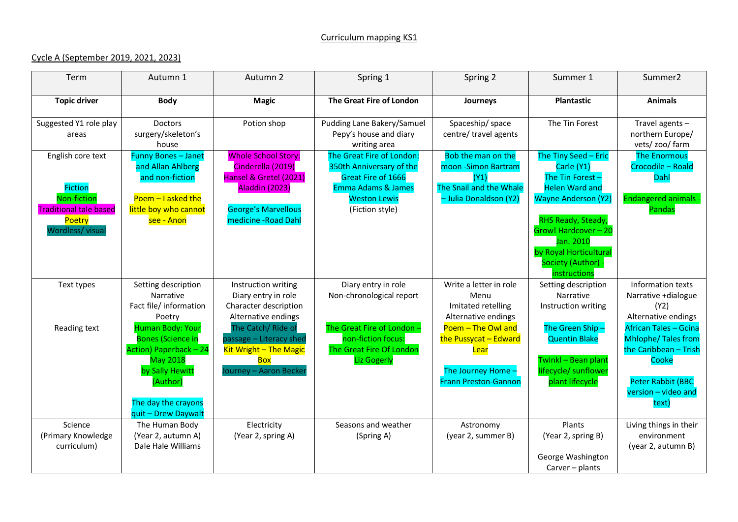Curriculum mapping KS1

Cycle A (September 2019, 2021, 2023)

| Term | Autumn 1 | Autumn 2 | Spring 1 | Spring 2 | Summer 1 | Summer2 |
|---|---|---|---|---|---|---|
| **Topic driver** | **Body** | **Magic** | **The Great Fire of London** | **Journeys** | **Plantastic** | **Animals** |
| Suggested Y1 role play areas | Doctors surgery/skeleton's house | Potion shop | Pudding Lane Bakery/Samuel Pepy's house and diary writing area | Spaceship/ space centre/ travel agents | The Tin Forest | Travel agents – northern Europe/ vets/ zoo/ farm |
| English core text<br><br>Fiction<br>Non-fiction<br>Traditional tale based<br>Poetry<br>Wordless/ visual | Funny Bones – Janet and Allan Ahlberg and non-fiction<br><br>Poem – I asked the little boy who cannot see - Anon | Whole School Story: Cinderella (2019) Hansel & Gretel (2021) Aladdin (2023)<br><br>George's Marvellous medicine -Road Dahl | The Great Fire of London: 350th Anniversary of the Great Fire of 1666 Emma Adams & James Weston Lewis (Fiction style) | Bob the man on the moon -Simon Bartram (Y1)<br>The Snail and the Whale – Julia Donaldson (Y2) | The Tiny Seed – Eric Carle (Y1)<br>The Tin Forest – Helen Ward and Wayne Anderson (Y2)<br><br>RHS Ready, Steady, Grow! Hardcover – 20 Jan. 2010 by Royal Horticultural Society (Author) - instructions | The Enormous Crocodile – Roald Dahl<br><br>Endangered animals - Pandas |
| Text types | Setting description<br>Narrative<br>Fact file/ information<br>Poetry | Instruction writing<br>Diary entry in role<br>Character description<br>Alternative endings | Diary entry in role<br>Non-chronological report | Write a letter in role<br>Menu<br>Imitated retelling<br>Alternative endings | Setting description<br>Narrative<br>Instruction writing | Information texts<br>Narrative +dialogue (Y2)<br>Alternative endings |
| Reading text | Human Body: Your Bones (Science in Action) Paperback – 24 May 2018 by Sally Hewitt (Author)<br><br>The day the crayons quit – Drew Daywalt | The Catch/ Ride of passage – Literacy shed<br>Kit Wright – The Magic Box<br>Journey – Aaron Becker | The Great Fire of London – non-fiction focus:<br>The Great Fire Of London Liz Gogerly | Poem – The Owl and the Pussycat – Edward Lear<br><br>The Journey Home – Frann Preston-Gannon | The Green Ship – Quentin Blake<br><br>Twinkl – Bean plant lifecycle/ sunflower plant lifecycle | African Tales – Gcina Mhlophe/ Tales from the Caribbean – Trish Cooke<br><br>Peter Rabbit (BBC version – video and text) |
| Science (Primary Knowledge curriculum) | The Human Body (Year 2, autumn A)<br>Dale Hale Williams | Electricity (Year 2, spring A) | Seasons and weather (Spring A) | Astronomy (year 2, summer B) | Plants (Year 2, spring B)<br><br>George Washington Carver – plants | Living things in their environment (year 2, autumn B) |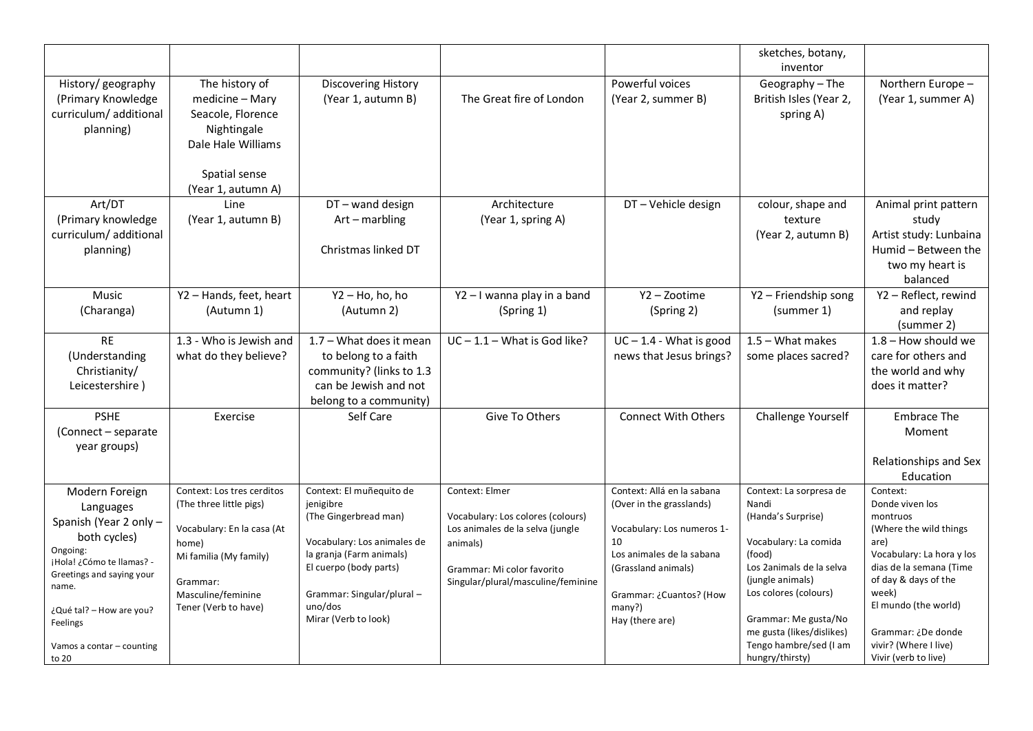|  |  |  |  |  | sketches, botany, inventor |  |
|---|---|---|---|---|---|---|
| History/ geography (Primary Knowledge curriculum/ additional planning) | The history of medicine – Mary Seacole, Florence Nightingale Dale Hale Williams<br><br>Spatial sense (Year 1, autumn A) | Discovering History (Year 1, autumn B) | The Great fire of London | Powerful voices (Year 2, summer B) | Geography – The British Isles (Year 2, spring A) | Northern Europe – (Year 1, summer A) |
| Art/DT (Primary knowledge curriculum/ additional planning) | Line (Year 1, autumn B) | DT – wand design Art – marbling<br><br>Christmas linked DT | Architecture (Year 1, spring A) | DT – Vehicle design | colour, shape and texture (Year 2, autumn B) | Animal print pattern study Artist study: Lunbaina Humid – Between the two my heart is balanced |
| Music (Charanga) | Y2 – Hands, feet, heart (Autumn 1) | Y2 – Ho, ho, ho (Autumn 2) | Y2 – I wanna play in a band (Spring 1) | Y2 – Zootime (Spring 2) | Y2 – Friendship song (summer 1) | Y2 – Reflect, rewind and replay (summer 2) |
| RE (Understanding Christianity/ Leicestershire ) | 1.3 - Who is Jewish and what do they believe? | 1.7 – What does it mean to belong to a faith community? (links to 1.3 can be Jewish and not belong to a community) | UC – 1.1 – What is God like? | UC – 1.4 - What is good news that Jesus brings? | 1.5 – What makes some places sacred? | 1.8 – How should we care for others and the world and why does it matter? |
| PSHE (Connect – separate year groups) | Exercise | Self Care | Give To Others | Connect With Others | Challenge Yourself | Embrace The Moment<br><br>Relationships and Sex Education |
| Modern Foreign Languages Spanish (Year 2 only – both cycles)<br>Ongoing:<br>¡Hola! ¿Cómo te llamas? - Greetings and saying your name.<br><br>¿Qué tal? – How are you? Feelings<br><br>Vamos a contar – counting to 20 | Context: Los tres cerditos (The three little pigs)<br><br>Vocabulary: En la casa (At home)<br>Mi familia (My family)<br><br>Grammar:<br>Masculine/feminine<br>Tener (Verb to have) | Context: El muñequito de jenigibre<br>(The Gingerbread man)<br><br>Vocabulary: Los animales de la granja (Farm animals)<br>El cuerpo (body parts)<br><br>Grammar: Singular/plural – uno/dos<br>Mirar (Verb to look) | Context: Elmer<br><br>Vocabulary: Los colores (colours)<br>Los animales de la selva (jungle animals)<br><br>Grammar: Mi color favorito<br>Singular/plural/masculine/feminine | Context: Allá en la sabana (Over in the grasslands)<br><br>Vocabulary: Los numeros 1-10<br>Los animales de la sabana (Grassland animals)<br><br>Grammar: ¿Cuantos? (How many?)<br>Hay (there are) | Context: La sorpresa de Nandi<br>(Handa's Surprise)<br><br>Vocabulary: La comida (food)<br>Los 2animals de la selva (jungle animals)<br>Los colores (colours)<br><br>Grammar: Me gusta/No me gusta (likes/dislikes)<br>Tengo hambre/sed (I am hungry/thirsty) | Context:<br>Donde viven los montruos<br>(Where the wild things are)<br>Vocabulary: La hora y los dias de la semana (Time of day & days of the week)<br>El mundo (the world)<br><br>Grammar: ¿De donde vivir? (Where I live)<br>Vivir (verb to live) |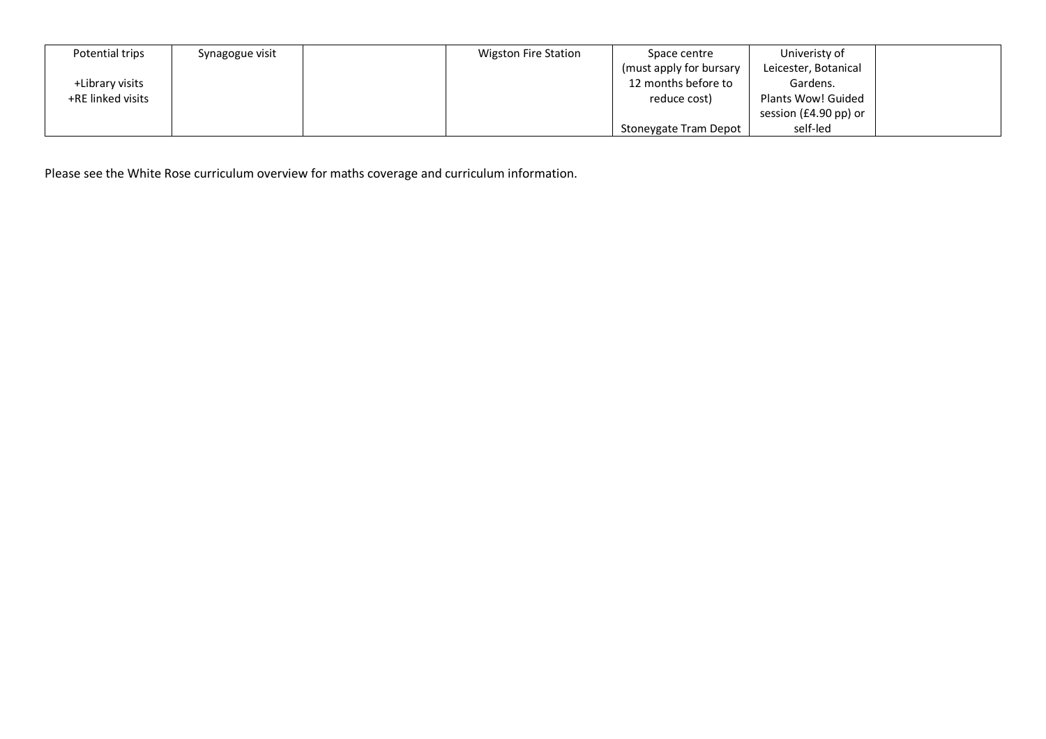| Potential trips<br><br>+Library visits<br>+RE linked visits | Synagogue visit | | Wigston Fire Station | Space centre (must apply for bursary 12 months before to reduce cost)<br><br>Stoneygate Tram Depot | Univeristy of Leicester, Botanical Gardens. Plants Wow! Guided session (£4.90 pp) or self-led | |
|---|---|---|---|---|---|---|

Please see the White Rose curriculum overview for maths coverage and curriculum information.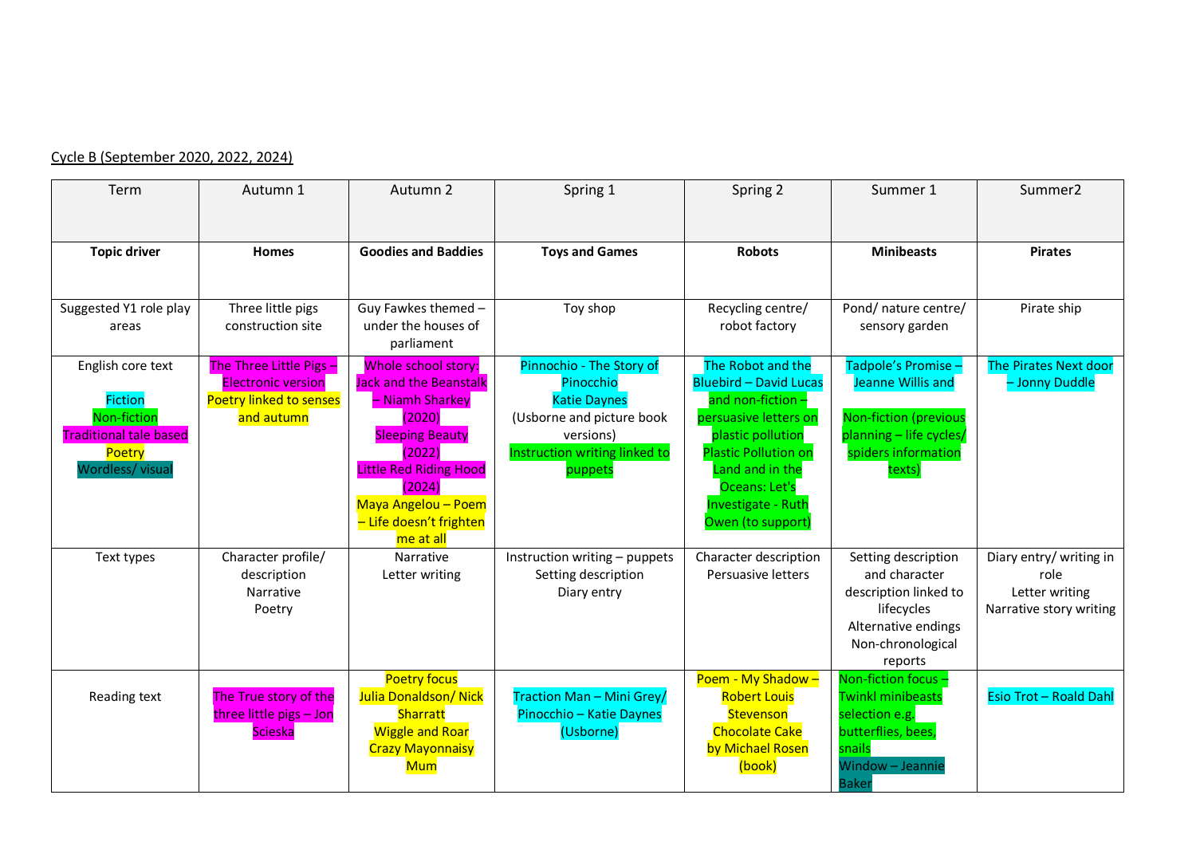Cycle B (September 2020, 2022, 2024)

| Term | Autumn 1 | Autumn 2 | Spring 1 | Spring 2 | Summer 1 | Summer2 |
|---|---|---|---|---|---|---|
| **Topic driver** | **Homes** | **Goodies and Baddies** | **Toys and Games** | **Robots** | **Minibeasts** | **Pirates** |
| Suggested Y1 role play areas | Three little pigs construction site | Guy Fawkes themed – under the houses of parliament | Toy shop | Recycling centre/ robot factory | Pond/ nature centre/ sensory garden | Pirate ship |
| English core text<br><br>Fiction<br>Non-fiction<br>Traditional tale based<br>Poetry<br>Wordless/ visual | The Three Little Pigs – Electronic version<br>Poetry linked to senses and autumn | Whole school story: Jack and the Beanstalk – Niamh Sharkey (2020)<br>Sleeping Beauty (2022)<br>Little Red Riding Hood (2024)<br>Maya Angelou – Poem – Life doesn't frighten me at all | Pinnochio - The Story of Pinocchio<br>Katie Daynes<br>(Usborne and picture book versions)<br>Instruction writing linked to puppets | The Robot and the Bluebird – David Lucas and non-fiction – persuasive letters on plastic pollution<br>Plastic Pollution on Land and in the Oceans: Let's Investigate - Ruth Owen (to support) | Tadpole's Promise – Jeanne Willis and<br><br>Non-fiction (previous planning – life cycles/ spiders information texts) | The Pirates Next door – Jonny Duddle |
| Text types | Character profile/ description<br>Narrative<br>Poetry | Narrative<br>Letter writing | Instruction writing – puppets<br>Setting description<br>Diary entry | Character description<br>Persuasive letters | Setting description and character description linked to lifecycles<br>Alternative endings<br>Non-chronological reports | Diary entry/ writing in role<br>Letter writing<br>Narrative story writing |
| Reading text | The True story of the three little pigs – Jon Scieska | Poetry focus<br>Julia Donaldson/ Nick Sharratt<br>Wiggle and Roar<br>Crazy Mayonnaisy Mum | Traction Man – Mini Grey/ Pinocchio – Katie Daynes (Usborne) | Poem - My Shadow – Robert Louis Stevenson<br>Chocolate Cake by Michael Rosen (book) | Non-fiction focus – Twinkl minibeasts selection e.g. butterflies, bees, snails<br>Window – Jeannie Baker | Esio Trot – Roald Dahl |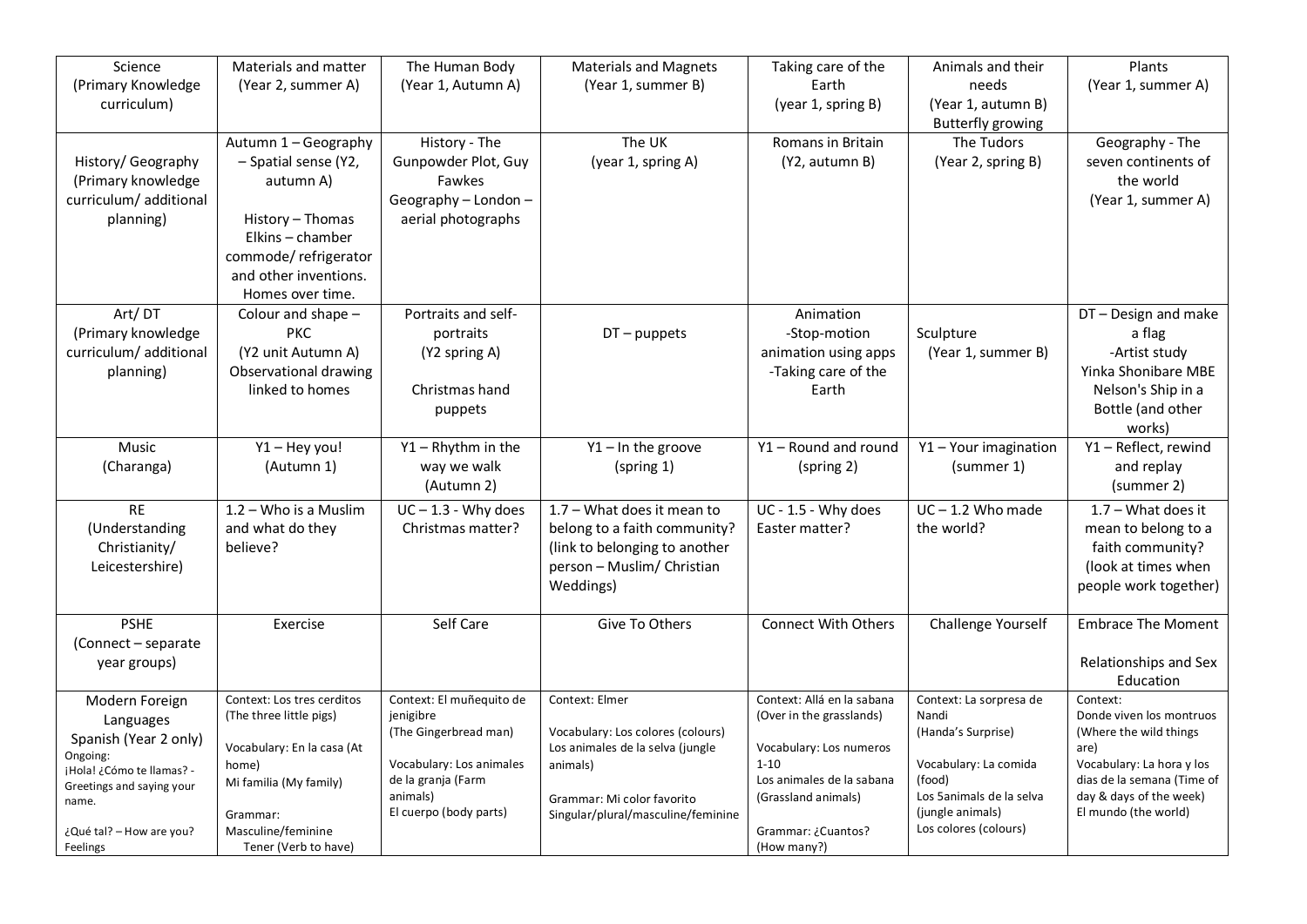| Science (Primary Knowledge curriculum) | Materials and matter (Year 2, summer A) | The Human Body (Year 1, Autumn A) | Materials and Magnets (Year 1, summer B) | Taking care of the Earth (year 1, spring B) | Animals and their needs (Year 1, autumn B) Butterfly growing | Plants (Year 1, summer A) |
|---|---|---|---|---|---|---|
| History/ Geography (Primary knowledge curriculum/ additional planning) | Autumn 1 – Geography – Spatial sense (Y2, autumn A)<br><br>History – Thomas Elkins – chamber commode/ refrigerator and other inventions. Homes over time. | History - The Gunpowder Plot, Guy Fawkes<br>Geography – London – aerial photographs | The UK (year 1, spring A) | Romans in Britain (Y2, autumn B) | The Tudors (Year 2, spring B) | Geography - The seven continents of the world (Year 1, summer A) |
| Art/ DT (Primary knowledge curriculum/ additional planning) | Colour and shape – PKC (Y2 unit Autumn A)<br>Observational drawing linked to homes | Portraits and self-portraits (Y2 spring A)<br><br>Christmas hand puppets | DT – puppets | Animation<br>-Stop-motion animation using apps<br>-Taking care of the Earth | Sculpture (Year 1, summer B) | DT – Design and make a flag<br>-Artist study<br>Yinka Shonibare MBE<br>Nelson's Ship in a Bottle (and other works) |
| Music (Charanga) | Y1 – Hey you! (Autumn 1) | Y1 – Rhythm in the way we walk (Autumn 2) | Y1 – In the groove (spring 1) | Y1 – Round and round (spring 2) | Y1 – Your imagination (summer 1) | Y1 – Reflect, rewind and replay (summer 2) |
| RE (Understanding Christianity/ Leicestershire) | 1.2 – Who is a Muslim and what do they believe? | UC – 1.3 - Why does Christmas matter? | 1.7 – What does it mean to belong to a faith community? (link to belonging to another person – Muslim/ Christian Weddings) | UC - 1.5 - Why does Easter matter? | UC – 1.2 Who made the world? | 1.7 – What does it mean to belong to a faith community? (look at times when people work together) |
| PSHE (Connect – separate year groups) | Exercise | Self Care | Give To Others | Connect With Others | Challenge Yourself | Embrace The Moment<br><br>Relationships and Sex Education |
| Modern Foreign Languages Spanish (Year 2 only)<br>Ongoing:<br>¡Hola! ¿Cómo te llamas? - Greetings and saying your name.<br><br>¿Qué tal? – How are you? Feelings | Context: Los tres cerditos (The three little pigs)<br><br>Vocabulary: En la casa (At home)<br>Mi familia (My family)<br><br>Grammar:<br>Masculine/feminine<br>Tener (Verb to have) | Context: El muñequito de jenigibre (The Gingerbread man)<br><br>Vocabulary: Los animales de la granja (Farm animals)<br>El cuerpo (body parts) | Context: Elmer<br><br>Vocabulary: Los colores (colours)<br>Los animales de la selva (jungle animals)<br><br>Grammar: Mi color favorito<br>Singular/plural/masculine/feminine | Context: Allá en la sabana (Over in the grasslands)<br><br>Vocabulary: Los numeros 1-10<br>Los animales de la sabana (Grassland animals)<br><br>Grammar: ¿Cuantos? (How many?) | Context: La sorpresa de Nandi (Handa's Surprise)<br><br>Vocabulary: La comida (food)<br>Los 5animales de la selva (jungle animals)<br>Los colores (colours) | Context:<br>Donde viven los montruos (Where the wild things are)<br>Vocabulary: La hora y los dias de la semana (Time of day & days of the week)<br>El mundo (the world) |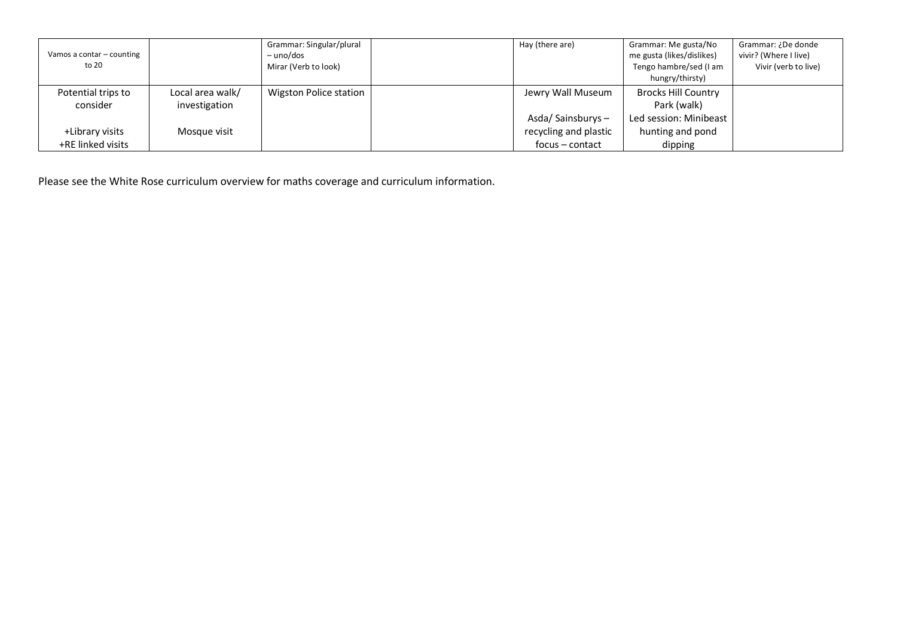| | | | | | | |
|---|---|---|---|---|---|---|
| Vamos a contar – counting to 20 | | Grammar: Singular/plural – uno/dos<br>Mirar (Verb to look) | | Hay (there are) | Grammar: Me gusta/No me gusta (likes/dislikes)<br>Tengo hambre/sed (I am hungry/thirsty) | Grammar: ¿De donde vivir? (Where I live)<br>Vivir (verb to live) |
| Potential trips to consider<br><br>+Library visits<br>+RE linked visits | Local area walk/ investigation<br><br>Mosque visit | Wigston Police station | | Jewry Wall Museum<br><br>Asda/ Sainsburys – recycling and plastic focus – contact | Brocks Hill Country Park (walk)<br>Led session: Minibeast hunting and pond dipping | |

Please see the White Rose curriculum overview for maths coverage and curriculum information.